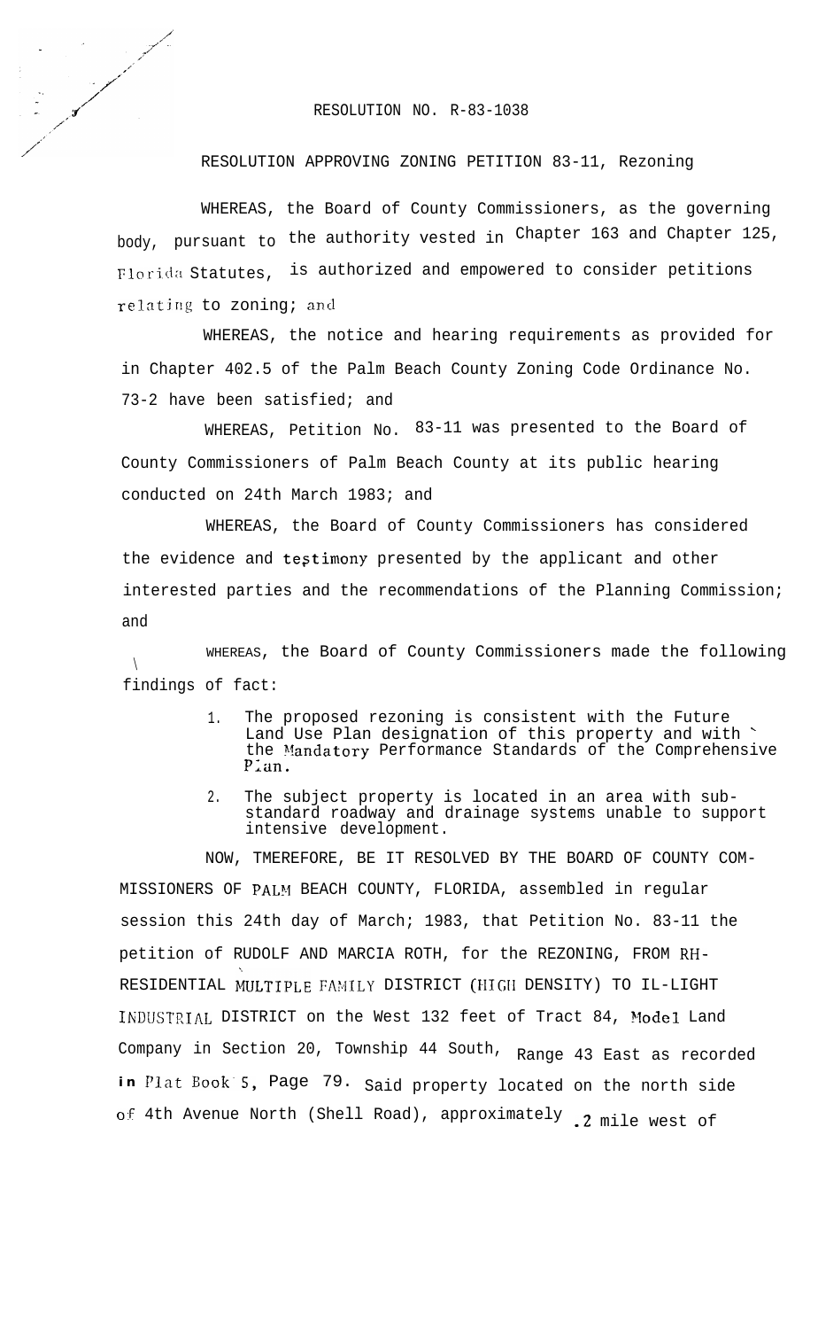RESOLUTION NO. R-83-1038

RESOLUTION APPROVING ZONING PETITION 83-11, Rezoning

WHEREAS, the Board of County Commissioners, as the governing body, pursuant to the authority vested in Chapter 163 and Chapter 125, Florida Statutes, is authorized and empowered to consider petitions relating to zoning; and

WHEREAS, the notice and hearing requirements as provided for in Chapter 402.5 of the Palm Beach County Zoning Code Ordinance No. 73-2 have been satisfied; and

WHEREAS, Petition No. 83-11 was presented to the Board of County Commissioners of Palm Beach County at its public hearing conducted on 24th March 1983; and

WHEREAS, the Board of County Commissioners has considered the evidence and testimony presented by the applicant and other interested parties and the recommendations of the Planning Commission; and

WHEREAS, the Board of County Commissioners made the following findings of fact:

1. The proposed rezoning is consistent with the Future Land Use Plan designation of this property and with the Mandatory Performance Standards of the Comprehensive Plan.
2. The subject property is located in an area with sub-standard roadway and drainage systems unable to support intensive development.

NOW, TMEREFORE, BE IT RESOLVED BY THE BOARD OF COUNTY COMMISSIONERS OF PALM BEACH COUNTY, FLORIDA, assembled in regular session this 24th day of March; 1983, that Petition No. 83-11 the petition of RUDOLF AND MARCIA ROTH, for the REZONING, FROM RH-RESIDENTIAL MULTIPLE FAMILY DISTRICT (HIGH DENSITY) TO IL-LIGHT INDUSTRIAL DISTRICT on the West 132 feet of Tract 84, Model Land Company in Section 20, Township 44 South, Range 43 East as recorded in Plat Book 5, Page 79. Said property located on the north side of 4th Avenue North (Shell Road), approximately .2 mile west of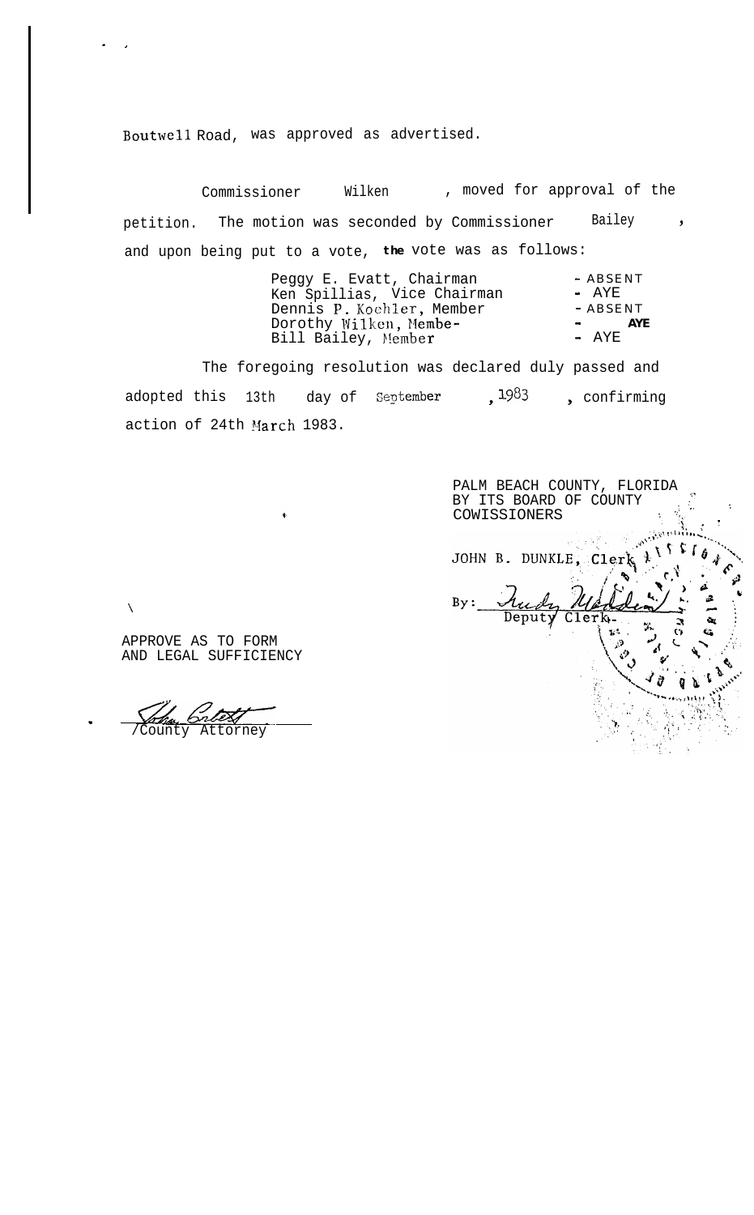Boutwell Road, was approved as advertised.

Commissioner Wilken, moved for approval of the petition. The motion was seconded by Commissioner Bailey, and upon being put to a vote, the vote was as follows:

| | |
|---|---|
| Peggy E. Evatt, Chairman | - ABSENT |
| Ken Spillias, Vice Chairman | - AYE |
| Dennis P. Koehler, Member | - ABSENT |
| Dorothy Wilken, Membe- | - AYE |
| Bill Bailey, Member | - AYE |

The foregoing resolution was declared duly passed and adopted this 13th day of September, 1983, confirming action of 24th March 1983.

PALM BEACH COUNTY, FLORIDA
BY ITS BOARD OF COUNTY
COWISSIONERS

JOHN B. DUNKLE, Clerk

By: ____________________
Deputy Clerk

APPROVE AS TO FORM
AND LEGAL SUFFICIENCY

____________________
County Attorney